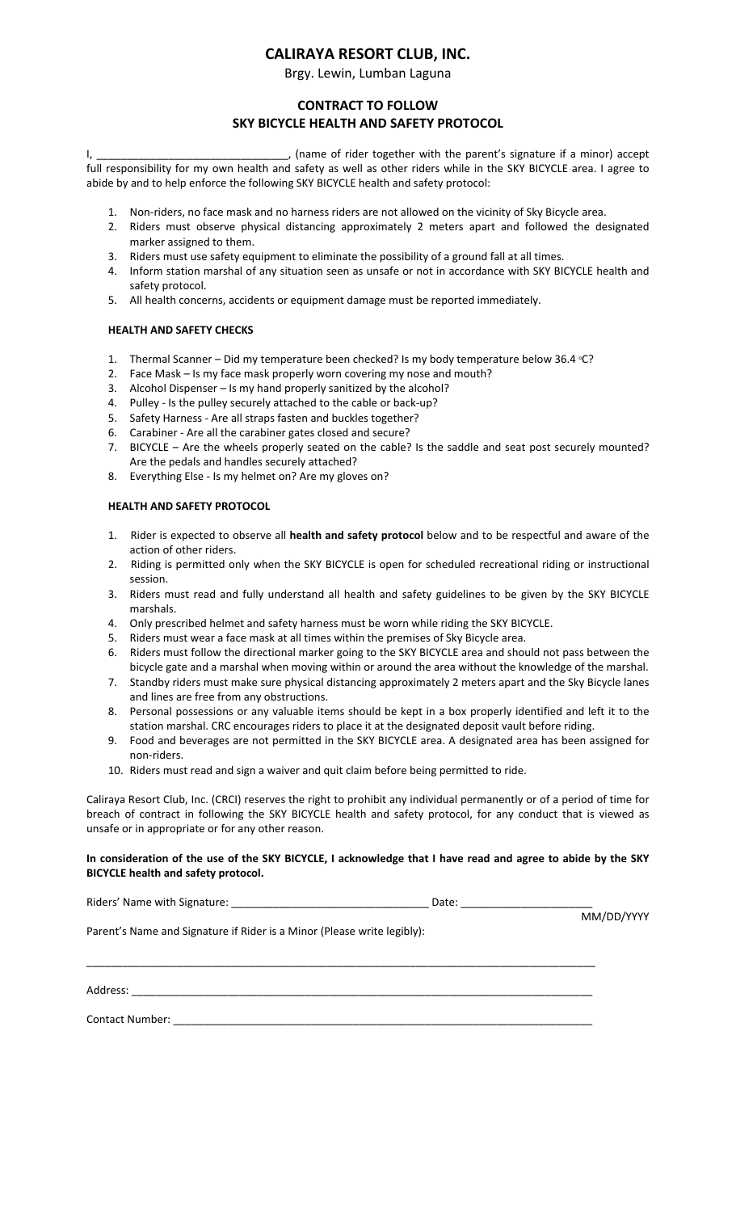# CALIRAYA RESORT CLUB, INC.

Brgy. Lewin, Lumban Laguna

## CONTRACT TO FOLLOW
## SKY BICYCLE HEALTH AND SAFETY PROTOCOL

I, ________________________________, (name of rider together with the parent's signature if a minor) accept full responsibility for my own health and safety as well as other riders while in the SKY BICYCLE area. I agree to abide by and to help enforce the following SKY BICYCLE health and safety protocol:

1. Non-riders, no face mask and no harness riders are not allowed on the vicinity of Sky Bicycle area.
2. Riders must observe physical distancing approximately 2 meters apart and followed the designated marker assigned to them.
3. Riders must use safety equipment to eliminate the possibility of a ground fall at all times.
4. Inform station marshal of any situation seen as unsafe or not in accordance with SKY BICYCLE health and safety protocol.
5. All health concerns, accidents or equipment damage must be reported immediately.

### HEALTH AND SAFETY CHECKS

1. Thermal Scanner – Did my temperature been checked? Is my body temperature below 36.4 °C?
2. Face Mask – Is my face mask properly worn covering my nose and mouth?
3. Alcohol Dispenser – Is my hand properly sanitized by the alcohol?
4. Pulley - Is the pulley securely attached to the cable or back-up?
5. Safety Harness - Are all straps fasten and buckles together?
6. Carabiner - Are all the carabiner gates closed and secure?
7. BICYCLE – Are the wheels properly seated on the cable? Is the saddle and seat post securely mounted? Are the pedals and handles securely attached?
8. Everything Else - Is my helmet on? Are my gloves on?

### HEALTH AND SAFETY PROTOCOL

1. Rider is expected to observe all **health and safety protocol** below and to be respectful and aware of the action of other riders.
2. Riding is permitted only when the SKY BICYCLE is open for scheduled recreational riding or instructional session.
3. Riders must read and fully understand all health and safety guidelines to be given by the SKY BICYCLE marshals.
4. Only prescribed helmet and safety harness must be worn while riding the SKY BICYCLE.
5. Riders must wear a face mask at all times within the premises of Sky Bicycle area.
6. Riders must follow the directional marker going to the SKY BICYCLE area and should not pass between the bicycle gate and a marshal when moving within or around the area without the knowledge of the marshal.
7. Standby riders must make sure physical distancing approximately 2 meters apart and the Sky Bicycle lanes and lines are free from any obstructions.
8. Personal possessions or any valuable items should be kept in a box properly identified and left it to the station marshal. CRC encourages riders to place it at the designated deposit vault before riding.
9. Food and beverages are not permitted in the SKY BICYCLE area. A designated area has been assigned for non-riders.
10. Riders must read and sign a waiver and quit claim before being permitted to ride.

Caliraya Resort Club, Inc. (CRCI) reserves the right to prohibit any individual permanently or of a period of time for breach of contract in following the SKY BICYCLE health and safety protocol, for any conduct that is viewed as unsafe or in appropriate or for any other reason.

**In consideration of the use of the SKY BICYCLE, I acknowledge that I have read and agree to abide by the SKY BICYCLE health and safety protocol.**

Riders' Name with Signature: ________________________________ Date: ______________________
MM/DD/YYYY

Parent's Name and Signature if Rider is a Minor (Please write legibly):

________________________________________________________________________________

Address: ________________________________________________________________________

Contact Number: __________________________________________________________________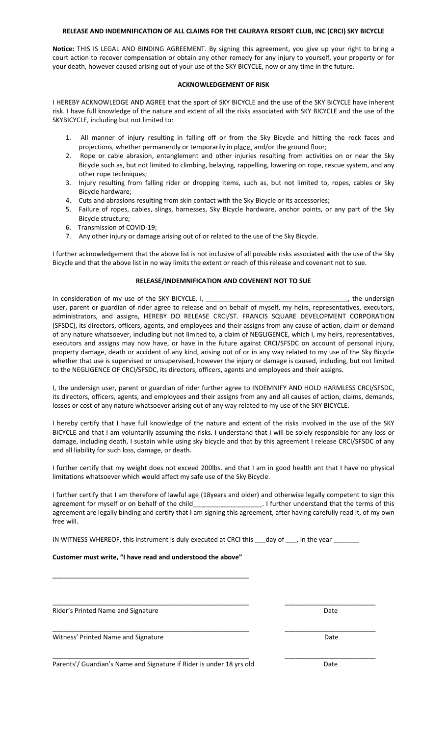**RELEASE AND INDEMNIFICATION OF ALL CLAIMS FOR THE CALIRAYA RESORT CLUB, INC (CRCI) SKY BICYCLE**

**Notice:** THIS IS LEGAL AND BINDING AGREEMENT. By signing this agreement, you give up your right to bring a court action to recover compensation or obtain any other remedy for any injury to yourself, your property or for your death, however caused arising out of your use of the SKY BICYCLE, now or any time in the future.

**ACKNOWLEDGEMENT OF RISK**

I HEREBY ACKNOWLEDGE AND AGREE that the sport of SKY BICYCLE and the use of the SKY BICYCLE have inherent risk. I have full knowledge of the nature and extent of all the risks associated with SKY BICYCLE and the use of the SKYBICYCLE, including but not limited to:

1. All manner of injury resulting in falling off or from the Sky Bicycle and hitting the rock faces and projections, whether permanently or temporarily in place, and/or the ground floor;
2. Rope or cable abrasion, entanglement and other injuries resulting from activities on or near the Sky Bicycle such as, but not limited to climbing, belaying, rappelling, lowering on rope, rescue system, and any other rope techniques;
3. Injury resulting from falling rider or dropping items, such as, but not limited to, ropes, cables or Sky Bicycle hardware;
4. Cuts and abrasions resulting from skin contact with the Sky Bicycle or its accessories;
5. Failure of ropes, cables, slings, harnesses, Sky Bicycle hardware, anchor points, or any part of the Sky Bicycle structure;
6. Transmission of COVID-19;
7. Any other injury or damage arising out of or related to the use of the Sky Bicycle.

I further acknowledgement that the above list is not inclusive of all possible risks associated with the use of the Sky Bicycle and that the above list in no way limits the extent or reach of this release and covenant not to sue.

**RELEASE/INDEMNIFICATION AND COVENENT NOT TO SUE**

In consideration of my use of the SKY BICYCLE, I, _______________________________________, the undersign user, parent or guardian of rider agree to release and on behalf of myself, my heirs, representatives, executors, administrators, and assigns, HEREBY DO RELEASE CRCI/ST. FRANCIS SQUARE DEVELOPMENT CORPORATION (SFSDC), its directors, officers, agents, and employees and their assigns from any cause of action, claim or demand of any nature whatsoever, including but not limited to, a claim of NEGLIGENCE, which I, my heirs, representatives, executors and assigns may now have, or have in the future against CRCI/SFSDC on account of personal injury, property damage, death or accident of any kind, arising out of or in any way related to my use of the Sky Bicycle whether that use is supervised or unsupervised, however the injury or damage is caused, including, but not limited to the NEGLIGENCE OF CRCI/SFSDC, its directors, officers, agents and employees and their assigns.

I, the undersign user, parent or guardian of rider further agree to INDEMNIFY AND HOLD HARMLESS CRCI/SFSDC, its directors, officers, agents, and employees and their assigns from any and all causes of action, claims, demands, losses or cost of any nature whatsoever arising out of any way related to my use of the SKY BICYCLE.

I hereby certify that I have full knowledge of the nature and extent of the risks involved in the use of the SKY BICYCLE and that I am voluntarily assuming the risks. I understand that I will be solely responsible for any loss or damage, including death, I sustain while using sky bicycle and that by this agreement I release CRCI/SFSDC of any and all liability for such loss, damage, or death.

I further certify that my weight does not exceed 200lbs. and that I am in good health ant that I have no physical limitations whatsoever which would affect my safe use of the Sky Bicycle.

I further certify that I am therefore of lawful age (18years and older) and otherwise legally competent to sign this agreement for myself or on behalf of the child__________________. I further understand that the terms of this agreement are legally binding and certify that I am signing this agreement, after having carefully read it, of my own free will.

IN WITNESS WHEREOF, this instrument is duly executed at CRCI this ___day of ___, in the year _______

**Customer must write, "I have read and understood the above"**

_______________________________________________________

_______________________________________________________ _________________________

Rider's Printed Name and Signature Date

_______________________________________________________ _________________________

Witness' Printed Name and Signature Date

_______________________________________________________ _________________________

Parents'/ Guardian's Name and Signature if Rider is under 18 yrs old Date